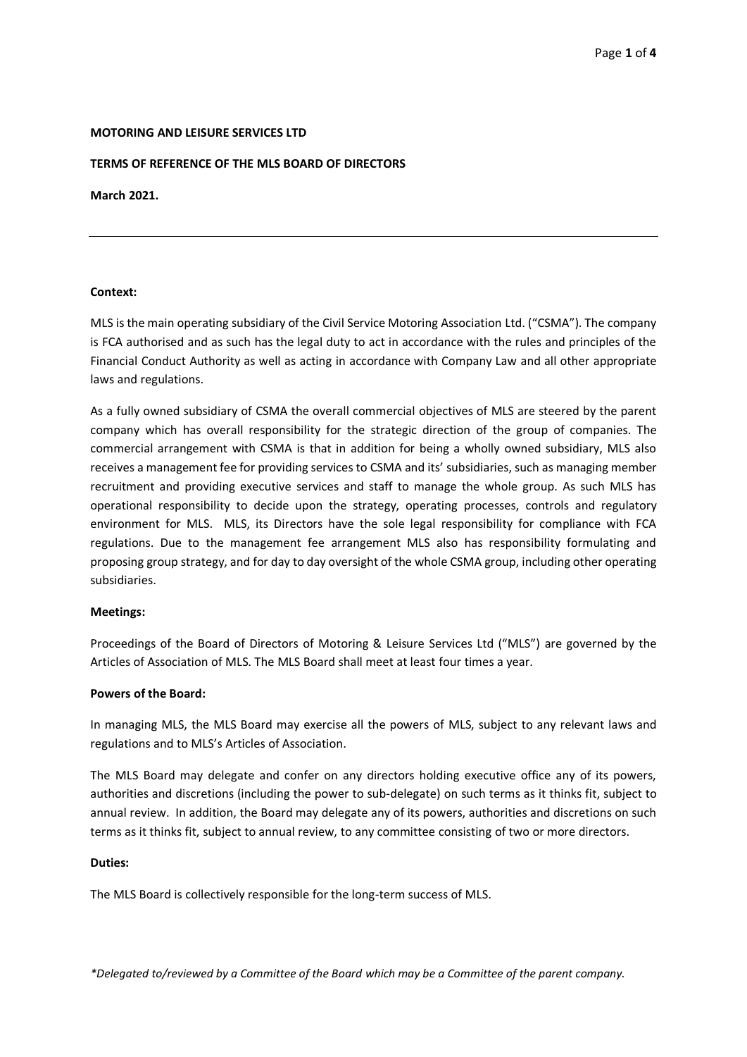**MOTORING AND LEISURE SERVICES LTD**

**TERMS OF REFERENCE OF THE MLS BOARD OF DIRECTORS**

**March 2021.**

---

**Context:**

MLS is the main operating subsidiary of the Civil Service Motoring Association Ltd. ("CSMA"). The company is FCA authorised and as such has the legal duty to act in accordance with the rules and principles of the Financial Conduct Authority as well as acting in accordance with Company Law and all other appropriate laws and regulations.

As a fully owned subsidiary of CSMA the overall commercial objectives of MLS are steered by the parent company which has overall responsibility for the strategic direction of the group of companies. The commercial arrangement with CSMA is that in addition for being a wholly owned subsidiary, MLS also receives a management fee for providing services to CSMA and its' subsidiaries, such as managing member recruitment and providing executive services and staff to manage the whole group. As such MLS has operational responsibility to decide upon the strategy, operating processes, controls and regulatory environment for MLS. MLS, its Directors have the sole legal responsibility for compliance with FCA regulations. Due to the management fee arrangement MLS also has responsibility formulating and proposing group strategy, and for day to day oversight of the whole CSMA group, including other operating subsidiaries.

**Meetings:**

Proceedings of the Board of Directors of Motoring & Leisure Services Ltd ("MLS") are governed by the Articles of Association of MLS. The MLS Board shall meet at least four times a year.

**Powers of the Board:**

In managing MLS, the MLS Board may exercise all the powers of MLS, subject to any relevant laws and regulations and to MLS's Articles of Association.

The MLS Board may delegate and confer on any directors holding executive office any of its powers, authorities and discretions (including the power to sub-delegate) on such terms as it thinks fit, subject to annual review. In addition, the Board may delegate any of its powers, authorities and discretions on such terms as it thinks fit, subject to annual review, to any committee consisting of two or more directors.

**Duties:**

The MLS Board is collectively responsible for the long-term success of MLS.

*\*Delegated to/reviewed by a Committee of the Board which may be a Committee of the parent company.*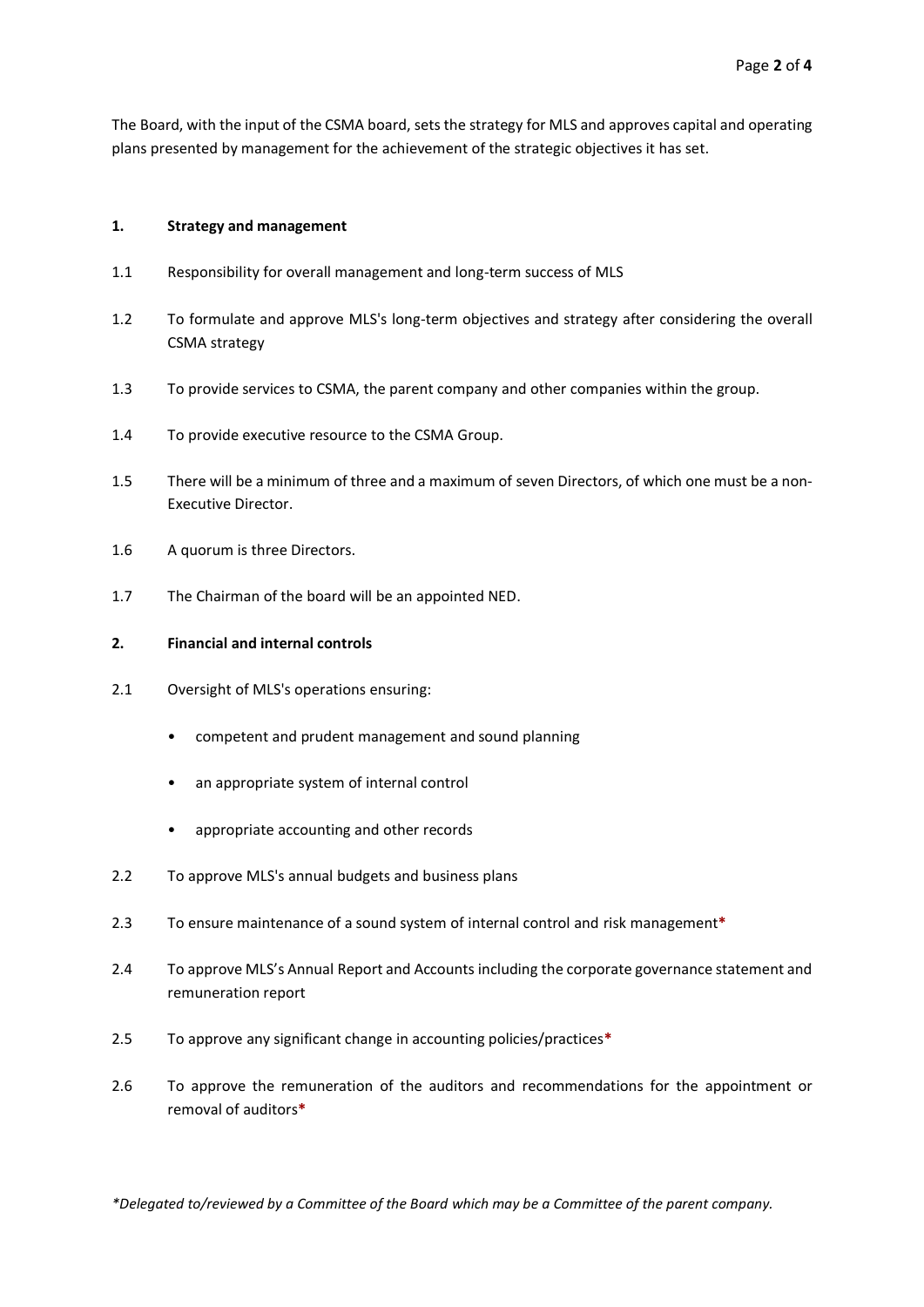The Board, with the input of the CSMA board, sets the strategy for MLS and approves capital and operating plans presented by management for the achievement of the strategic objectives it has set.

**1. Strategy and management**

1.1 Responsibility for overall management and long-term success of MLS

1.2 To formulate and approve MLS's long-term objectives and strategy after considering the overall CSMA strategy

1.3 To provide services to CSMA, the parent company and other companies within the group.

1.4 To provide executive resource to the CSMA Group.

1.5 There will be a minimum of three and a maximum of seven Directors, of which one must be a non-Executive Director.

1.6 A quorum is three Directors.

1.7 The Chairman of the board will be an appointed NED.

**2. Financial and internal controls**

2.1 Oversight of MLS's operations ensuring:

- competent and prudent management and sound planning
- an appropriate system of internal control
- appropriate accounting and other records

2.2 To approve MLS's annual budgets and business plans

2.3 To ensure maintenance of a sound system of internal control and risk management*

2.4 To approve MLS's Annual Report and Accounts including the corporate governance statement and remuneration report

2.5 To approve any significant change in accounting policies/practices*

2.6 To approve the remuneration of the auditors and recommendations for the appointment or removal of auditors*

*\*Delegated to/reviewed by a Committee of the Board which may be a Committee of the parent company.*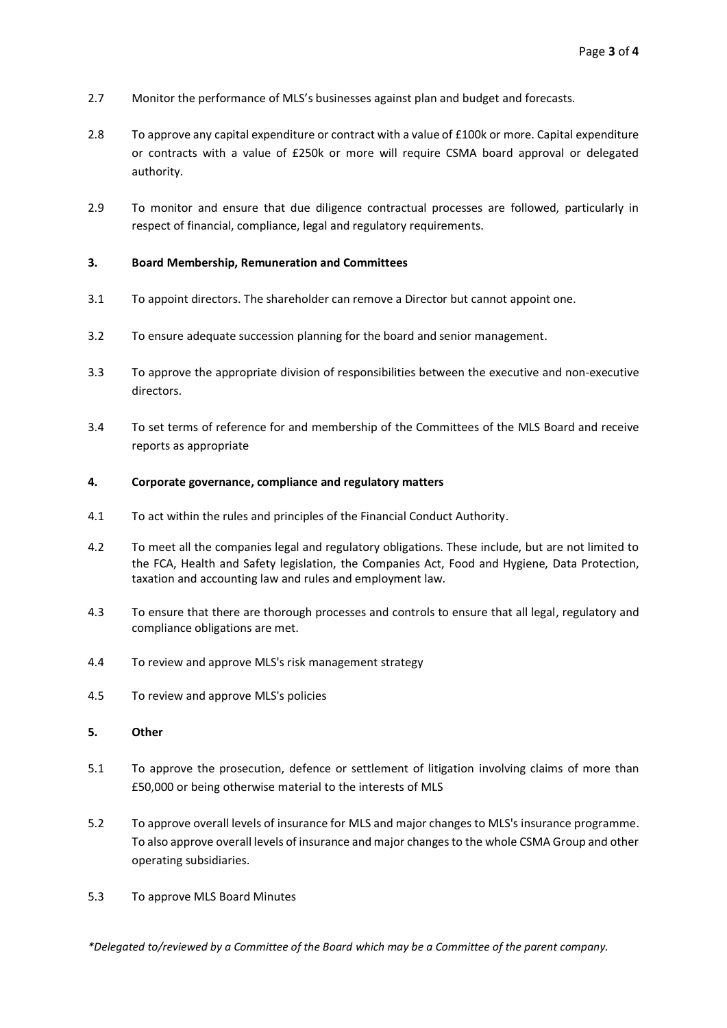2.7 Monitor the performance of MLS's businesses against plan and budget and forecasts.

2.8 To approve any capital expenditure or contract with a value of £100k or more. Capital expenditure or contracts with a value of £250k or more will require CSMA board approval or delegated authority.

2.9 To monitor and ensure that due diligence contractual processes are followed, particularly in respect of financial, compliance, legal and regulatory requirements.

### 3. Board Membership, Remuneration and Committees

3.1 To appoint directors. The shareholder can remove a Director but cannot appoint one.

3.2 To ensure adequate succession planning for the board and senior management.

3.3 To approve the appropriate division of responsibilities between the executive and non-executive directors.

3.4 To set terms of reference for and membership of the Committees of the MLS Board and receive reports as appropriate

### 4. Corporate governance, compliance and regulatory matters

4.1 To act within the rules and principles of the Financial Conduct Authority.

4.2 To meet all the companies legal and regulatory obligations. These include, but are not limited to the FCA, Health and Safety legislation, the Companies Act, Food and Hygiene, Data Protection, taxation and accounting law and rules and employment law.

4.3 To ensure that there are thorough processes and controls to ensure that all legal, regulatory and compliance obligations are met.

4.4 To review and approve MLS's risk management strategy

4.5 To review and approve MLS's policies

### 5. Other

5.1 To approve the prosecution, defence or settlement of litigation involving claims of more than £50,000 or being otherwise material to the interests of MLS

5.2 To approve overall levels of insurance for MLS and major changes to MLS's insurance programme. To also approve overall levels of insurance and major changes to the whole CSMA Group and other operating subsidiaries.

5.3 To approve MLS Board Minutes

*\*Delegated to/reviewed by a Committee of the Board which may be a Committee of the parent company.*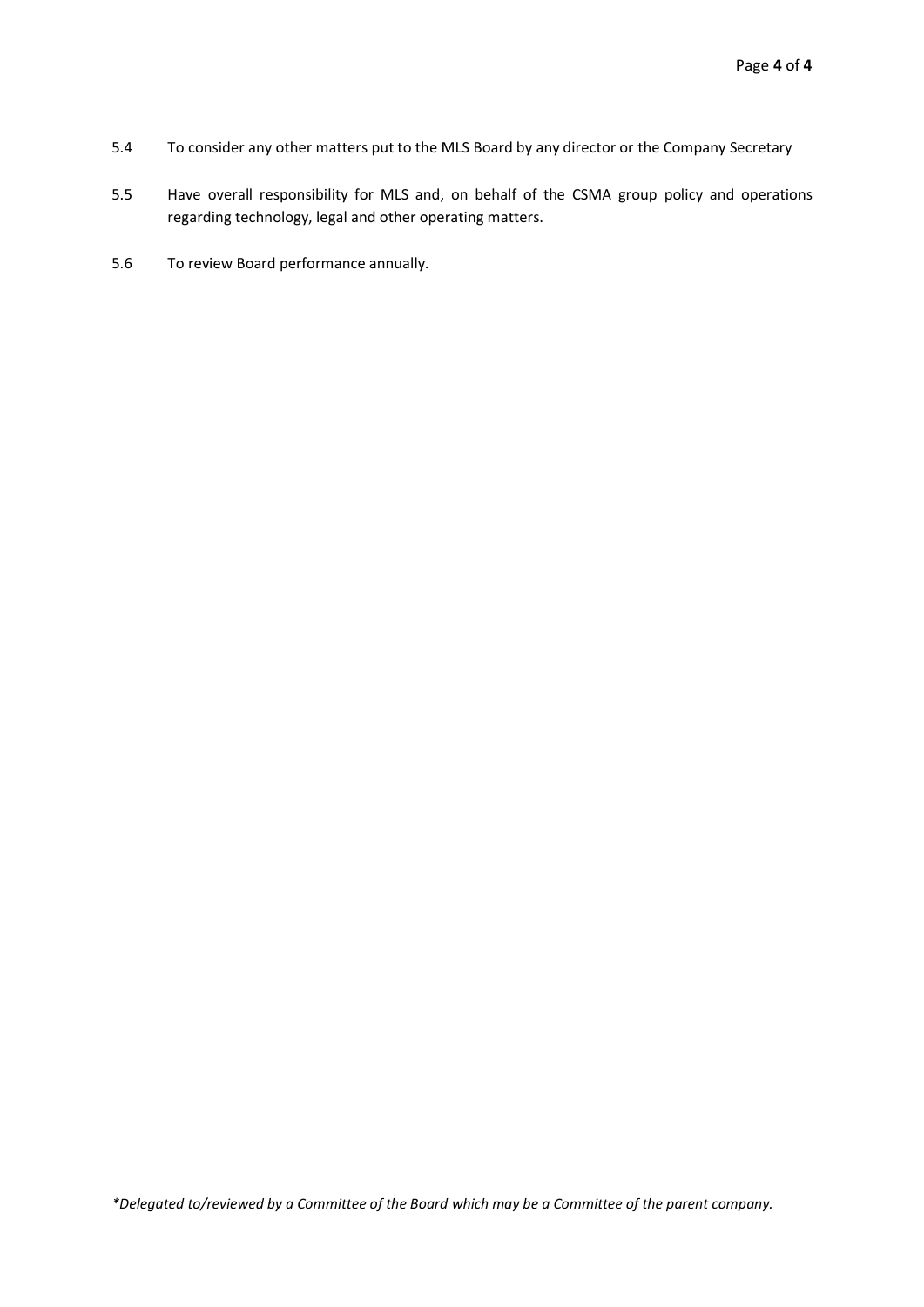5.4 To consider any other matters put to the MLS Board by any director or the Company Secretary

5.5 Have overall responsibility for MLS and, on behalf of the CSMA group policy and operations regarding technology, legal and other operating matters.

5.6 To review Board performance annually.

*\*Delegated to/reviewed by a Committee of the Board which may be a Committee of the parent company.*